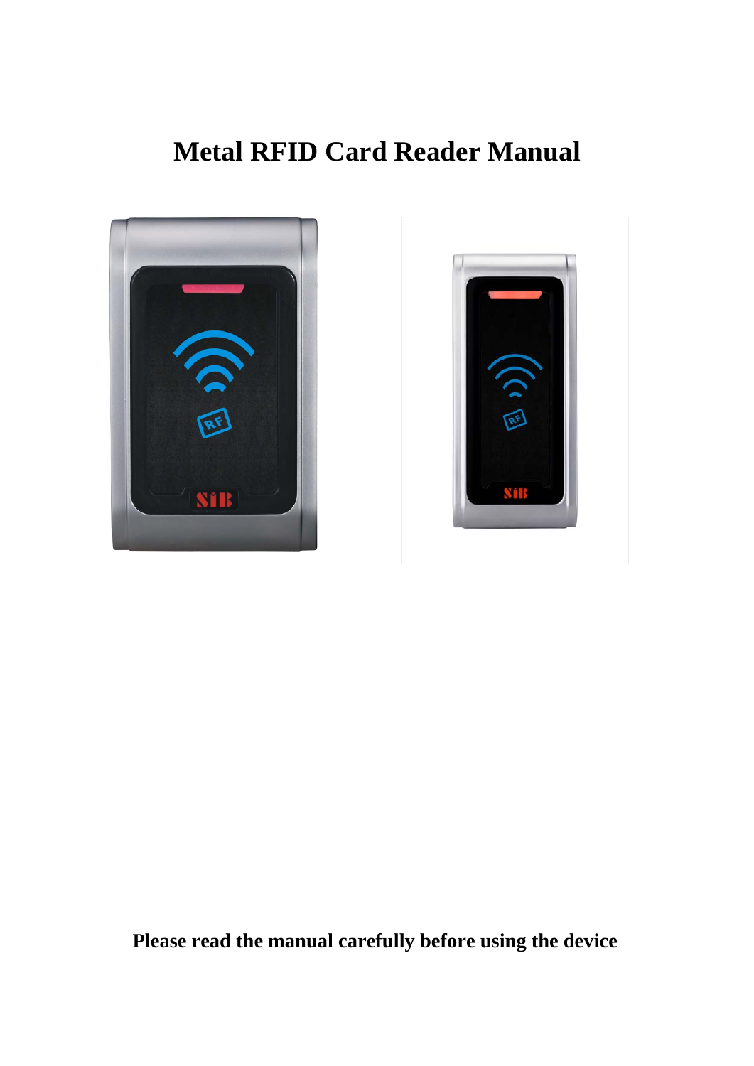# Metal RFID Card Reader Manual

**Please read the manual carefully before using the device**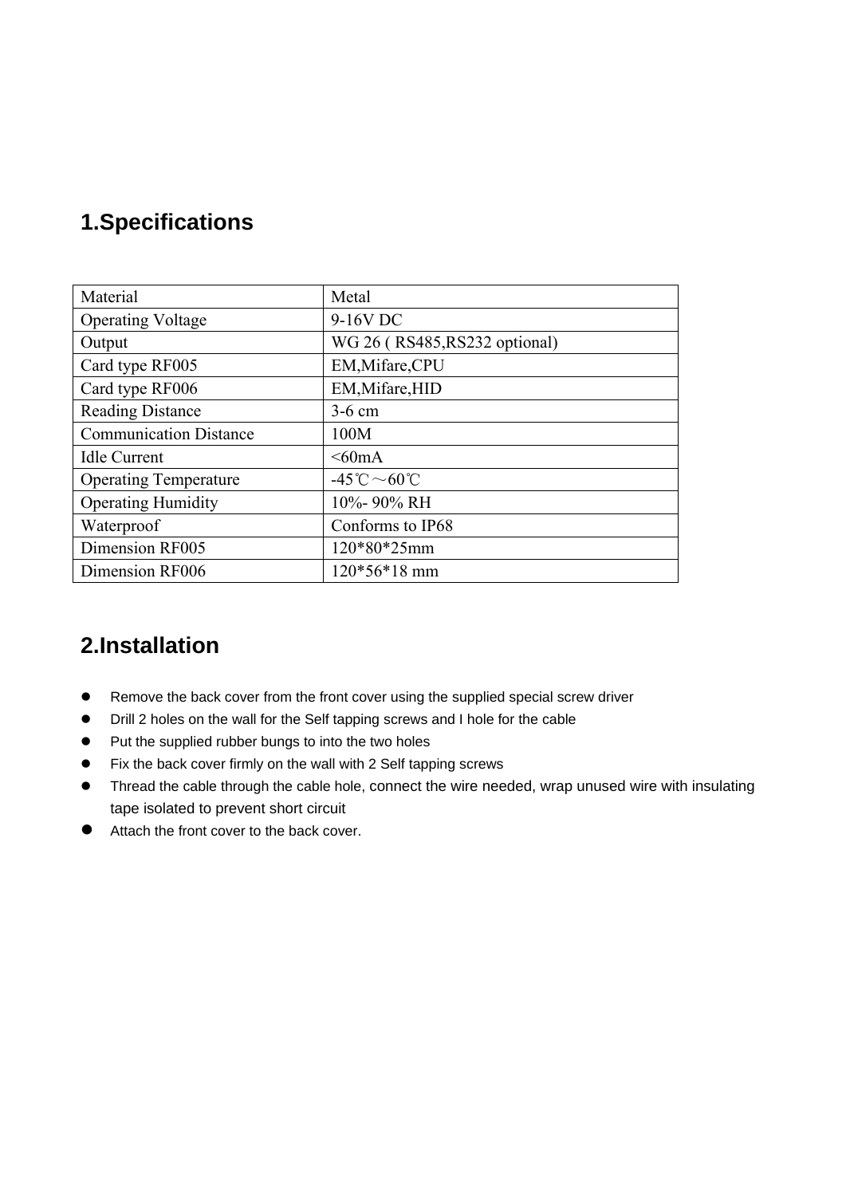## 1.Specifications

| Material | Metal |
|---|---|
| Operating Voltage | 9-16V DC |
| Output | WG 26 ( RS485,RS232 optional) |
| Card type RF005 | EM,Mifare,CPU |
| Card type RF006 | EM,Mifare,HID |
| Reading Distance | 3-6 cm |
| Communication Distance | 100M |
| Idle Current | <60mA |
| Operating Temperature | -45℃～60℃ |
| Operating Humidity | 10%- 90% RH |
| Waterproof | Conforms to IP68 |
| Dimension RF005 | 120*80*25mm |
| Dimension RF006 | 120*56*18 mm |

## 2.Installation

- Remove the back cover from the front cover using the supplied special screw driver
- Drill 2 holes on the wall for the Self tapping screws and I hole for the cable
- Put the supplied rubber bungs to into the two holes
- Fix the back cover firmly on the wall with 2 Self tapping screws
- Thread the cable through the cable hole, connect the wire needed, wrap unused wire with insulating tape isolated to prevent short circuit
- Attach the front cover to the back cover.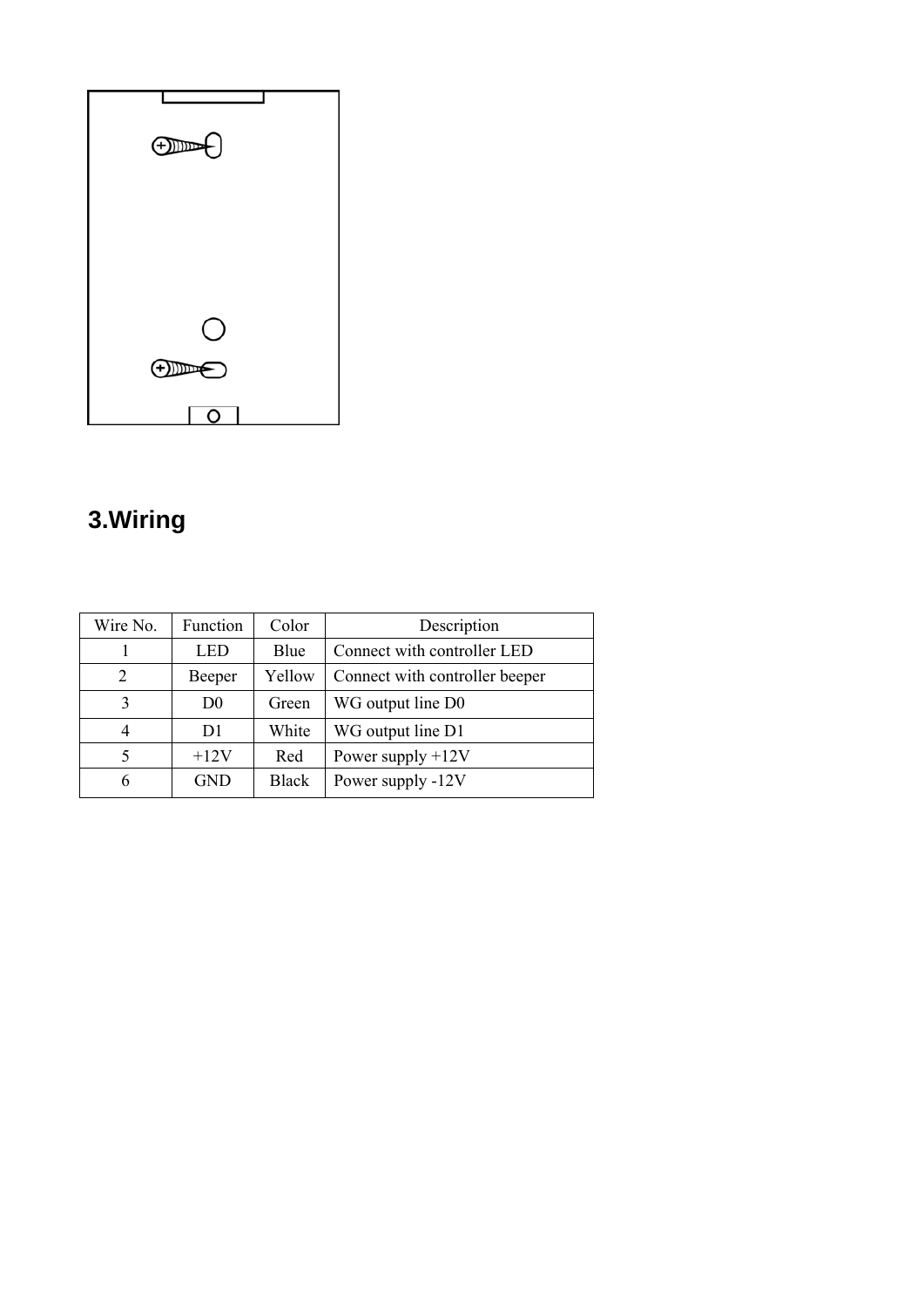## 3.Wiring

| Wire No. | Function | Color | Description |
|---|---|---|---|
| 1 | LED | Blue | Connect with controller LED |
| 2 | Beeper | Yellow | Connect with controller beeper |
| 3 | D0 | Green | WG output line D0 |
| 4 | D1 | White | WG output line D1 |
| 5 | +12V | Red | Power supply +12V |
| 6 | GND | Black | Power supply -12V |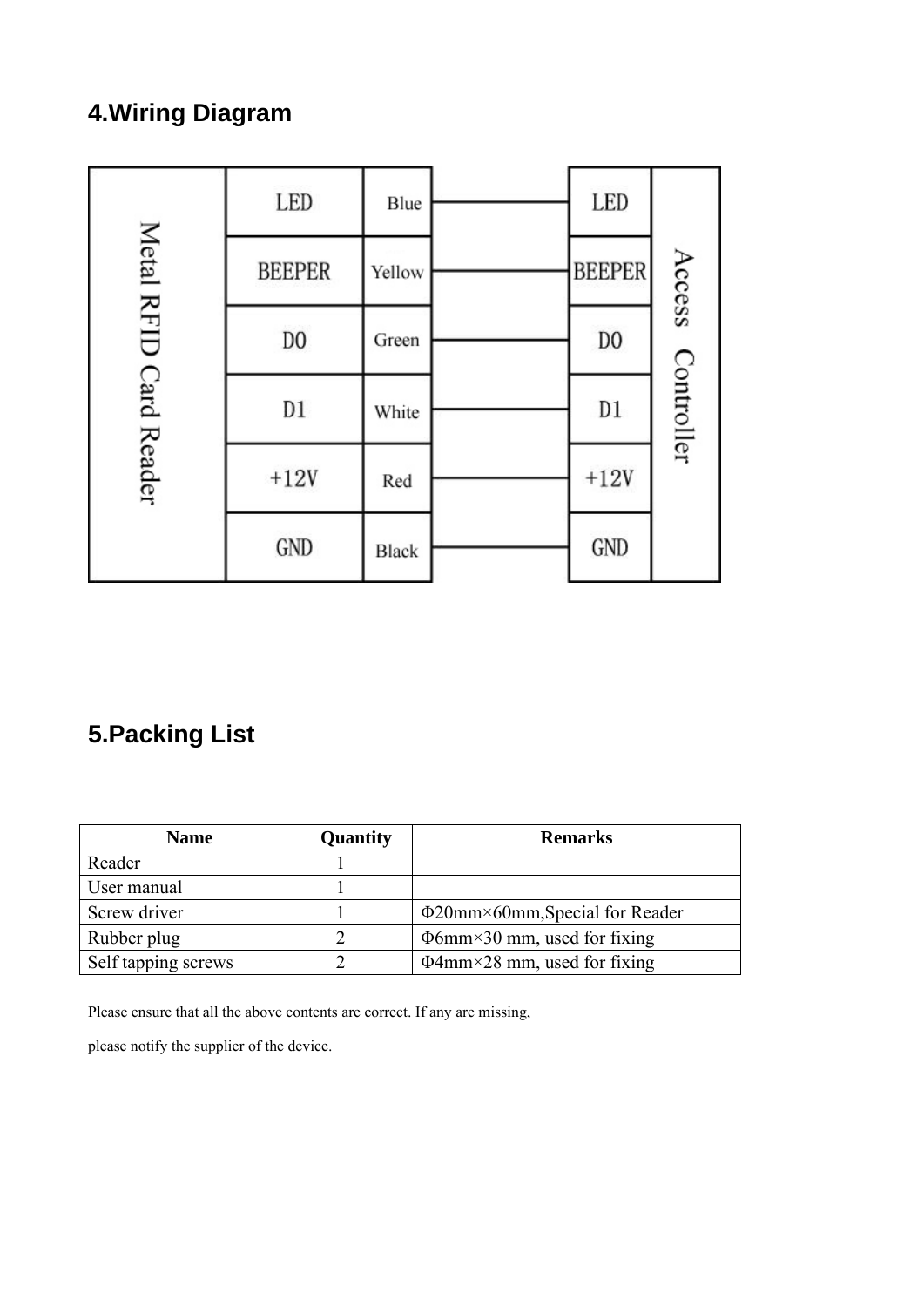## 4.Wiring Diagram

Metal RFID Card Reader

LED Blue
BEEPER Yellow
D0 Green
D1 White
+12V Red
GND Black

LED
BEEPER
D0
D1
+12V
GND

Access Controller

## 5.Packing List

| Name | Quantity | Remarks |
|---|---|---|
| Reader | 1 | |
| User manual | 1 | |
| Screw driver | 1 | Φ20mm×60mm,Special for Reader |
| Rubber plug | 2 | Φ6mm×30 mm, used for fixing |
| Self tapping screws | 2 | Φ4mm×28 mm, used for fixing |

Please ensure that all the above contents are correct. If any are missing,

please notify the supplier of the device.